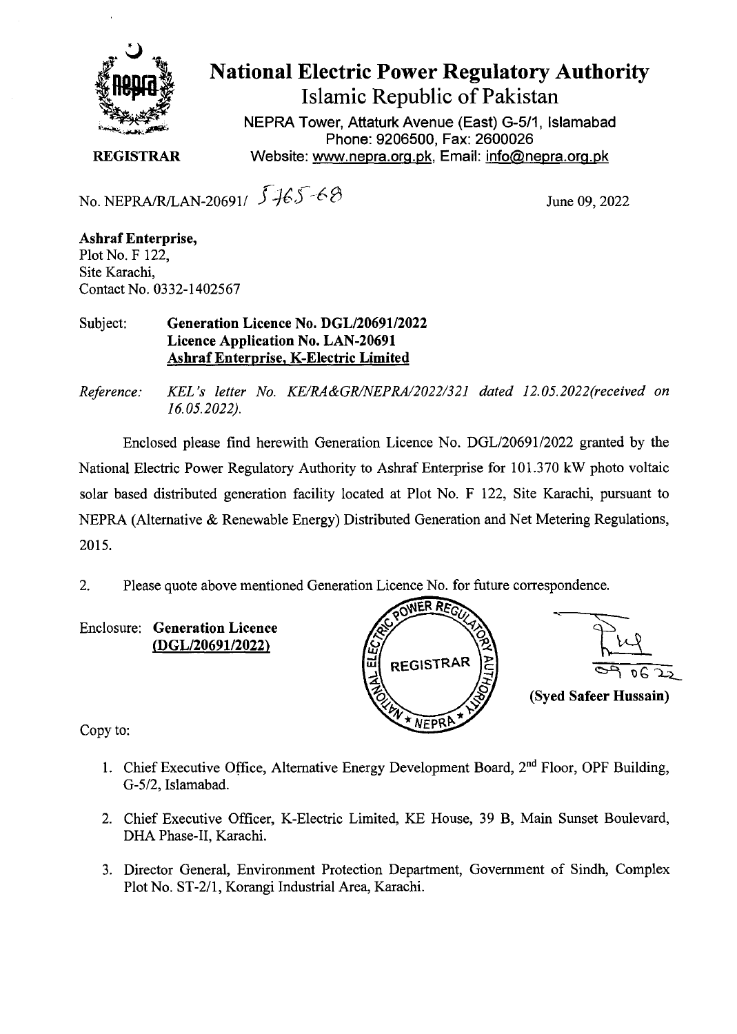# National Electric Power Regulatory Authority

## Islamic Republic of Pakistan

NEPRA Tower, Attaturk Avenue (East) G-5/1, Islamabad
Phone: 9206500, Fax: 2600026
Website: www.nepra.org.pk, Email: info@nepra.org.pk

**REGISTRAR**

No. NEPRA/R/LAN-20691/ 5465-68

June 09, 2022

**Ashraf Enterprise,**
Plot No. F 122,
Site Karachi,
Contact No. 0332-1402567

Subject: **Generation Licence No. DGL/20691/2022**
**Licence Application No. LAN-20691**
**Ashraf Enterprise, K-Electric Limited**

*Reference: KEL's letter No. KE/RA&GR/NEPRA/2022/321 dated 12.05.2022(received on 16.05.2022).*

Enclosed please find herewith Generation Licence No. DGL/20691/2022 granted by the National Electric Power Regulatory Authority to Ashraf Enterprise for 101.370 kW photo voltaic solar based distributed generation facility located at Plot No. F 122, Site Karachi, pursuant to NEPRA (Alternative & Renewable Energy) Distributed Generation and Net Metering Regulations, 2015.

2. Please quote above mentioned Generation Licence No. for future correspondence.

Enclosure: **Generation Licence (DGL/20691/2022)**

09 06 22
**(Syed Safeer Hussain)**

Copy to:

1. Chief Executive Office, Alternative Energy Development Board, 2nd Floor, OPF Building, G-5/2, Islamabad.
2. Chief Executive Officer, K-Electric Limited, KE House, 39 B, Main Sunset Boulevard, DHA Phase-II, Karachi.
3. Director General, Environment Protection Department, Government of Sindh, Complex Plot No. ST-2/1, Korangi Industrial Area, Karachi.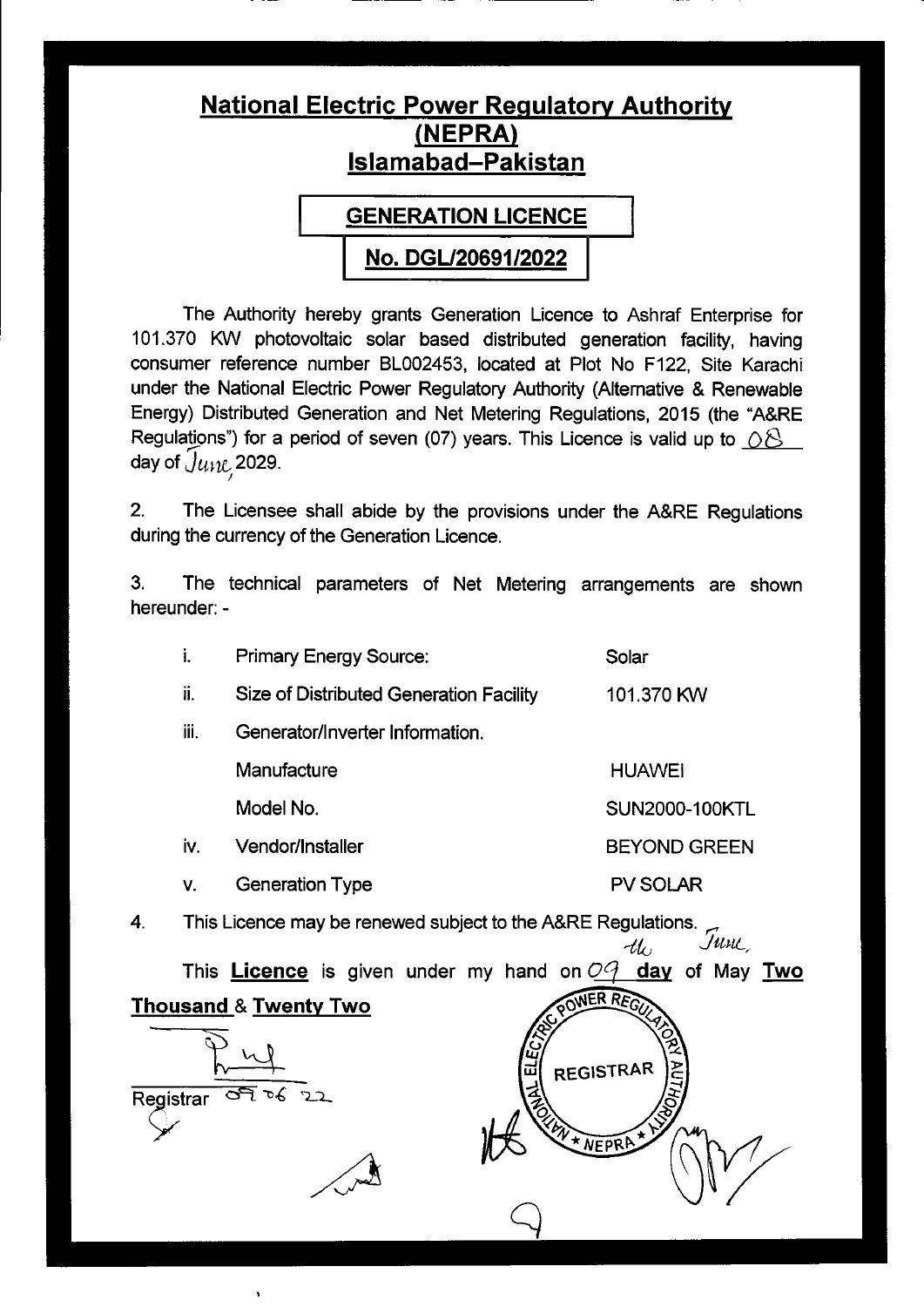# National Electric Power Regulatory Authority (NEPRA) Islamabad–Pakistan

## GENERATION LICENCE

## No. DGL/20691/2022

The Authority hereby grants Generation Licence to Ashraf Enterprise for 101.370 KW photovoltaic solar based distributed generation facility, having consumer reference number BL002453, located at Plot No F122, Site Karachi under the National Electric Power Regulatory Authority (Alternative & Renewable Energy) Distributed Generation and Net Metering Regulations, 2015 (the "A&RE Regulations") for a period of seven (07) years. This Licence is valid up to 08 day of June, 2029.

2. The Licensee shall abide by the provisions under the A&RE Regulations during the currency of the Generation Licence.

3. The technical parameters of Net Metering arrangements are shown hereunder: -

| | | |
|---|---|---|
| i. | Primary Energy Source: | Solar |
| ii. | Size of Distributed Generation Facility | 101.370 KW |
| iii. | Generator/Inverter Information. | |
| | Manufacture | HUAWEI |
| | Model No. | SUN2000-100KTL |
| iv. | Vendor/Installer | BEYOND GREEN |
| v. | Generation Type | PV SOLAR |

4. This Licence may be renewed subject to the A&RE Regulations.

This **Licence** is given under my hand on 09th **day** of ~~May~~ June **Two Thousand** & **Twenty Two**

Registrar 09 06 22

REGISTRAR
NATIONAL ELECTRIC POWER REGULATORY AUTHORITY
NEPRA